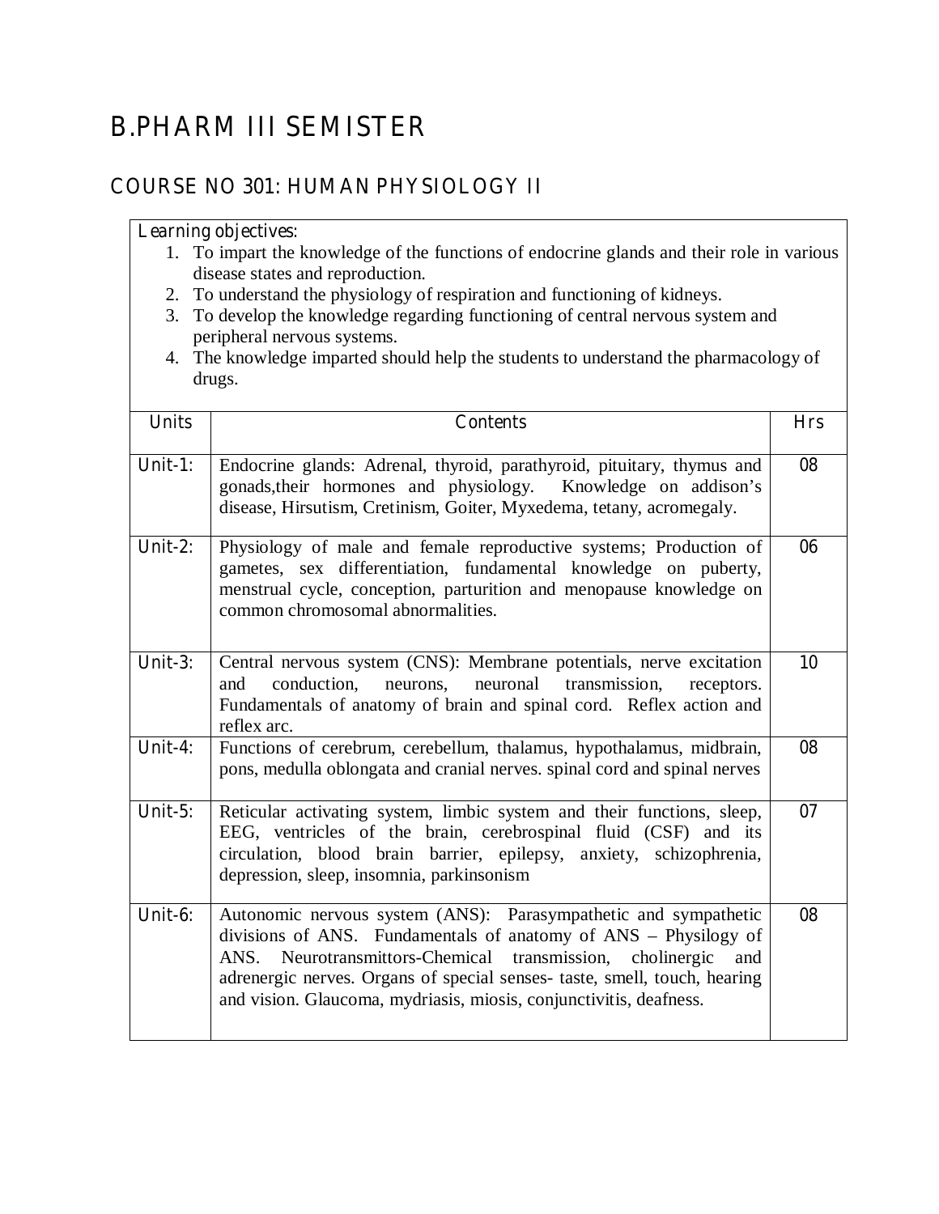# B.PHARM III SEMISTER

## COURSE NO 301: HUMAN PHYSIOLOGY II

*Learning objectives:*

1. To impart the knowledge of the functions of endocrine glands and their role in various disease states and reproduction.
2. To understand the physiology of respiration and functioning of kidneys.
3. To develop the knowledge regarding functioning of central nervous system and peripheral nervous systems.
4. The knowledge imparted should help the students to understand the pharmacology of drugs.

| Units | Contents | Hrs |
|---|---|---|
| Unit-1: | Endocrine glands: Adrenal, thyroid, parathyroid, pituitary, thymus and gonads,their hormones and physiology. Knowledge on addison's disease, Hirsutism, Cretinism, Goiter, Myxedema, tetany, acromegaly. | 08 |
| Unit-2: | Physiology of male and female reproductive systems; Production of gametes, sex differentiation, fundamental knowledge on puberty, menstrual cycle, conception, parturition and menopause knowledge on common chromosomal abnormalities. | 06 |
| Unit-3: | Central nervous system (CNS): Membrane potentials, nerve excitation and conduction, neurons, neuronal transmission, receptors. Fundamentals of anatomy of brain and spinal cord. Reflex action and reflex arc. | 10 |
| Unit-4: | Functions of cerebrum, cerebellum, thalamus, hypothalamus, midbrain, pons, medulla oblongata and cranial nerves. spinal cord and spinal nerves | 08 |
| Unit-5: | Reticular activating system, limbic system and their functions, sleep, EEG, ventricles of the brain, cerebrospinal fluid (CSF) and its circulation, blood brain barrier, epilepsy, anxiety, schizophrenia, depression, sleep, insomnia, parkinsonism | 07 |
| Unit-6: | Autonomic nervous system (ANS): Parasympathetic and sympathetic divisions of ANS. Fundamentals of anatomy of ANS – Physilogy of ANS. Neurotransmittors-Chemical transmission, cholinergic and adrenergic nerves. Organs of special senses- taste, smell, touch, hearing and vision. Glaucoma, mydriasis, miosis, conjunctivitis, deafness. | 08 |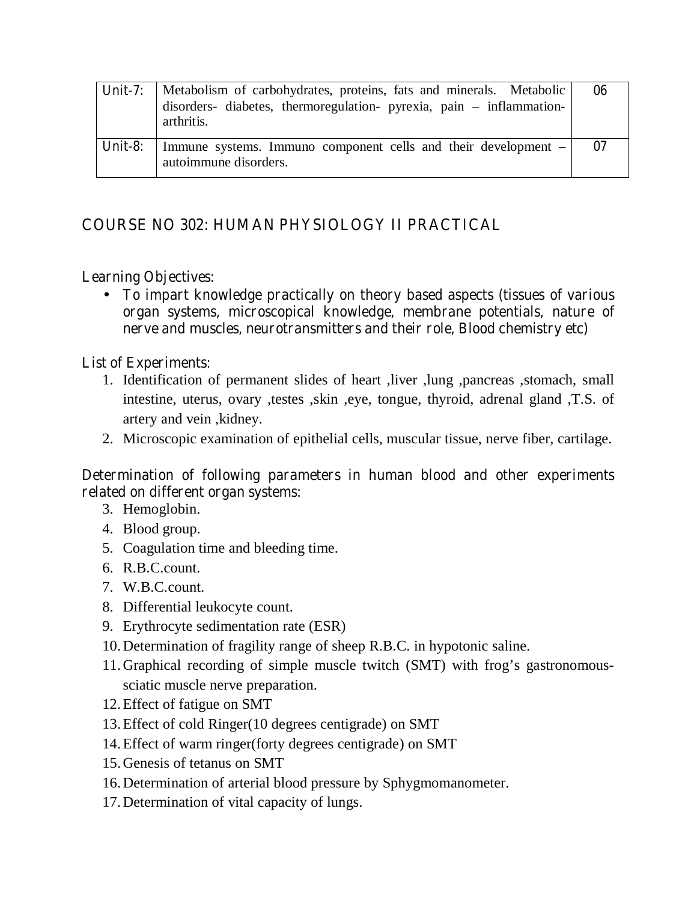| Unit-7: | Metabolism of carbohydrates, proteins, fats and minerals. Metabolic disorders- diabetes, thermoregulation- pyrexia, pain – inflammation-arthritis. | 06 |
|---|---|---|
| Unit-8: | Immune systems. Immuno component cells and their development – autoimmune disorders. | 07 |

## COURSE NO 302: HUMAN PHYSIOLOGY II PRACTICAL

Learning Objectives:

- To impart knowledge practically on theory based aspects (tissues of various organ systems, microscopical knowledge, membrane potentials, nature of nerve and muscles, neurotransmitters and their role, Blood chemistry etc)

List of Experiments:

1. Identification of permanent slides of heart ,liver ,lung ,pancreas ,stomach, small intestine, uterus, ovary ,testes ,skin ,eye, tongue, thyroid, adrenal gland ,T.S. of artery and vein ,kidney.
2. Microscopic examination of epithelial cells, muscular tissue, nerve fiber, cartilage.

Determination of following parameters in human blood and other experiments related on different organ systems:

3. Hemoglobin.
4. Blood group.
5. Coagulation time and bleeding time.
6. R.B.C.count.
7. W.B.C.count.
8. Differential leukocyte count.
9. Erythrocyte sedimentation rate (ESR)
10. Determination of fragility range of sheep R.B.C. in hypotonic saline.
11. Graphical recording of simple muscle twitch (SMT) with frog's gastronomous-sciatic muscle nerve preparation.
12. Effect of fatigue on SMT
13. Effect of cold Ringer(10 degrees centigrade) on SMT
14. Effect of warm ringer(forty degrees centigrade) on SMT
15. Genesis of tetanus on SMT
16. Determination of arterial blood pressure by Sphygmomanometer.
17. Determination of vital capacity of lungs.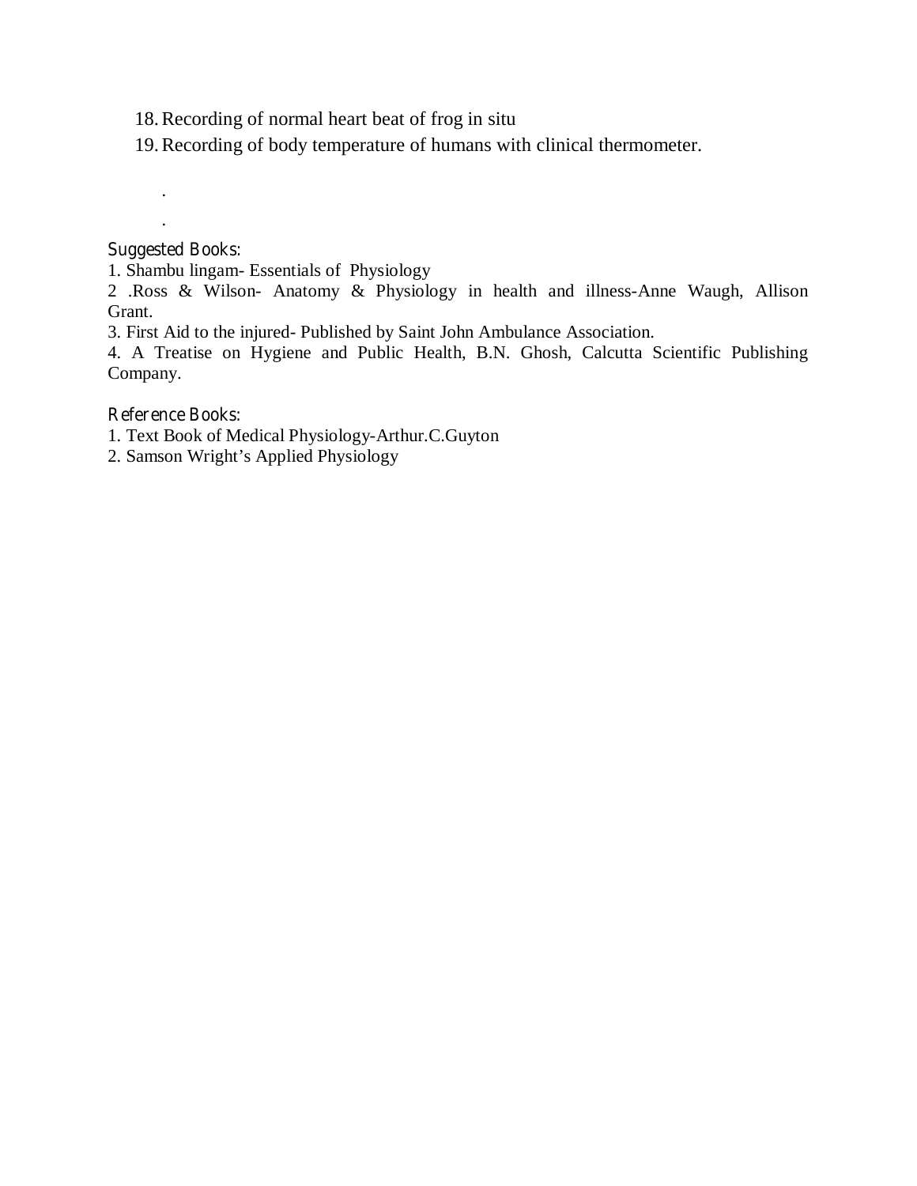18. Recording of normal heart beat of frog in situ
19. Recording of body temperature of humans with clinical thermometer.

.

.

**Suggested Books:**

1. Shambu lingam- Essentials of Physiology
2 .Ross & Wilson- Anatomy & Physiology in health and illness-Anne Waugh, Allison Grant.
3. First Aid to the injured- Published by Saint John Ambulance Association.
4. A Treatise on Hygiene and Public Health, B.N. Ghosh, Calcutta Scientific Publishing Company.

**Reference Books:**

1. Text Book of Medical Physiology-Arthur.C.Guyton
2. Samson Wright's Applied Physiology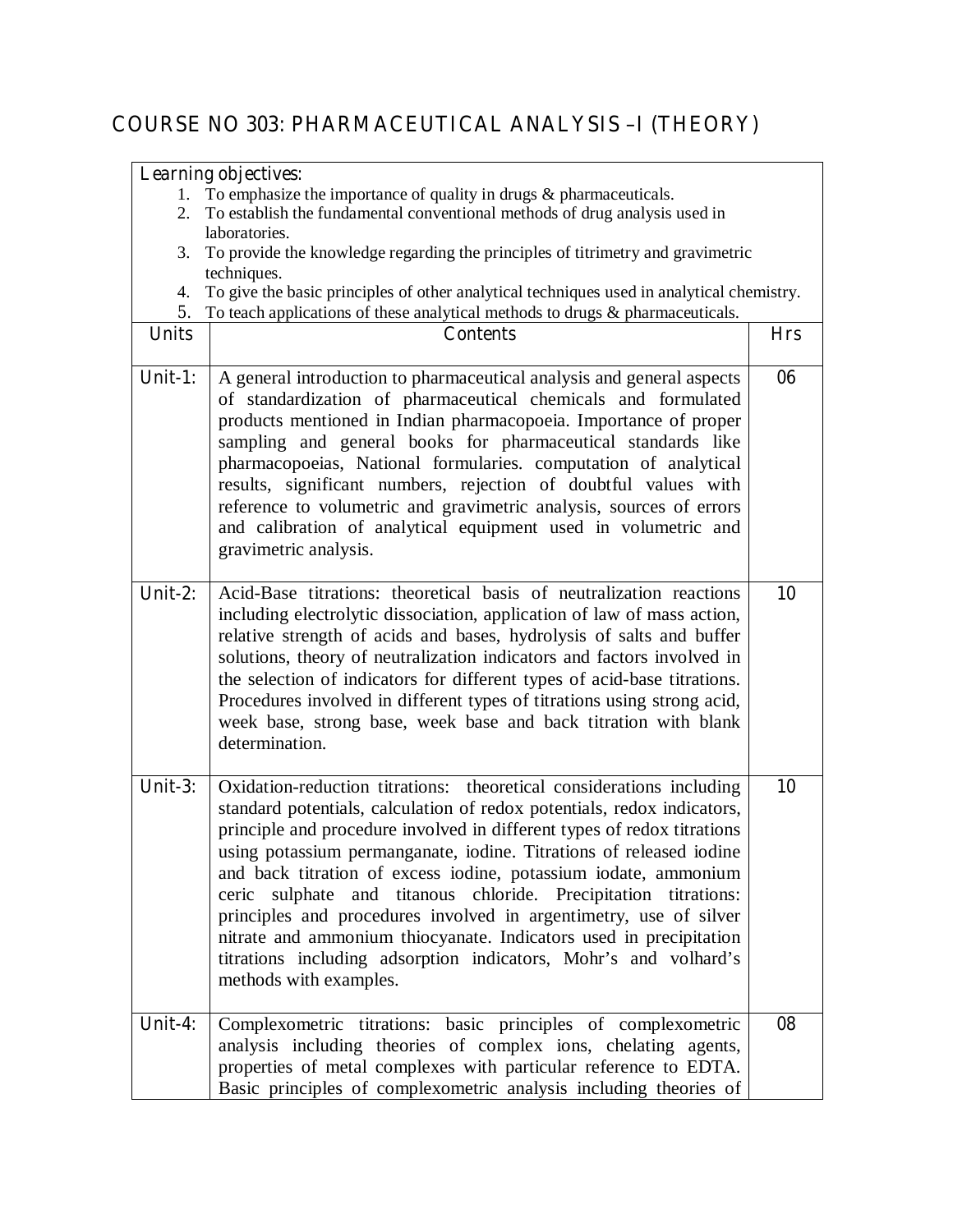# COURSE NO 303: PHARMACEUTICAL ANALYSIS –I (THEORY)

| Learning objectives: | | |
|---|---|---|
| 1. To emphasize the importance of quality in drugs & pharmaceuticals.<br>2. To establish the fundamental conventional methods of drug analysis used in laboratories.<br>3. To provide the knowledge regarding the principles of titrimetry and gravimetric techniques.<br>4. To give the basic principles of other analytical techniques used in analytical chemistry.<br>5. To teach applications of these analytical methods to drugs & pharmaceuticals. | | |
| **Units** | **Contents** | **Hrs** |
| Unit-1: | A general introduction to pharmaceutical analysis and general aspects of standardization of pharmaceutical chemicals and formulated products mentioned in Indian pharmacopoeia. Importance of proper sampling and general books for pharmaceutical standards like pharmacopoeias, National formularies. computation of analytical results, significant numbers, rejection of doubtful values with reference to volumetric and gravimetric analysis, sources of errors and calibration of analytical equipment used in volumetric and gravimetric analysis. | 06 |
| Unit-2: | Acid-Base titrations: theoretical basis of neutralization reactions including electrolytic dissociation, application of law of mass action, relative strength of acids and bases, hydrolysis of salts and buffer solutions, theory of neutralization indicators and factors involved in the selection of indicators for different types of acid-base titrations. Procedures involved in different types of titrations using strong acid, week base, strong base, week base and back titration with blank determination. | 10 |
| Unit-3: | Oxidation-reduction titrations: theoretical considerations including standard potentials, calculation of redox potentials, redox indicators, principle and procedure involved in different types of redox titrations using potassium permanganate, iodine. Titrations of released iodine and back titration of excess iodine, potassium iodate, ammonium ceric sulphate and titanous chloride. Precipitation titrations: principles and procedures involved in argentimetry, use of silver nitrate and ammonium thiocyanate. Indicators used in precipitation titrations including adsorption indicators, Mohr's and volhard's methods with examples. | 10 |
| Unit-4: | Complexometric titrations: basic principles of complexometric analysis including theories of complex ions, chelating agents, properties of metal complexes with particular reference to EDTA. Basic principles of complexometric analysis including theories of | 08 |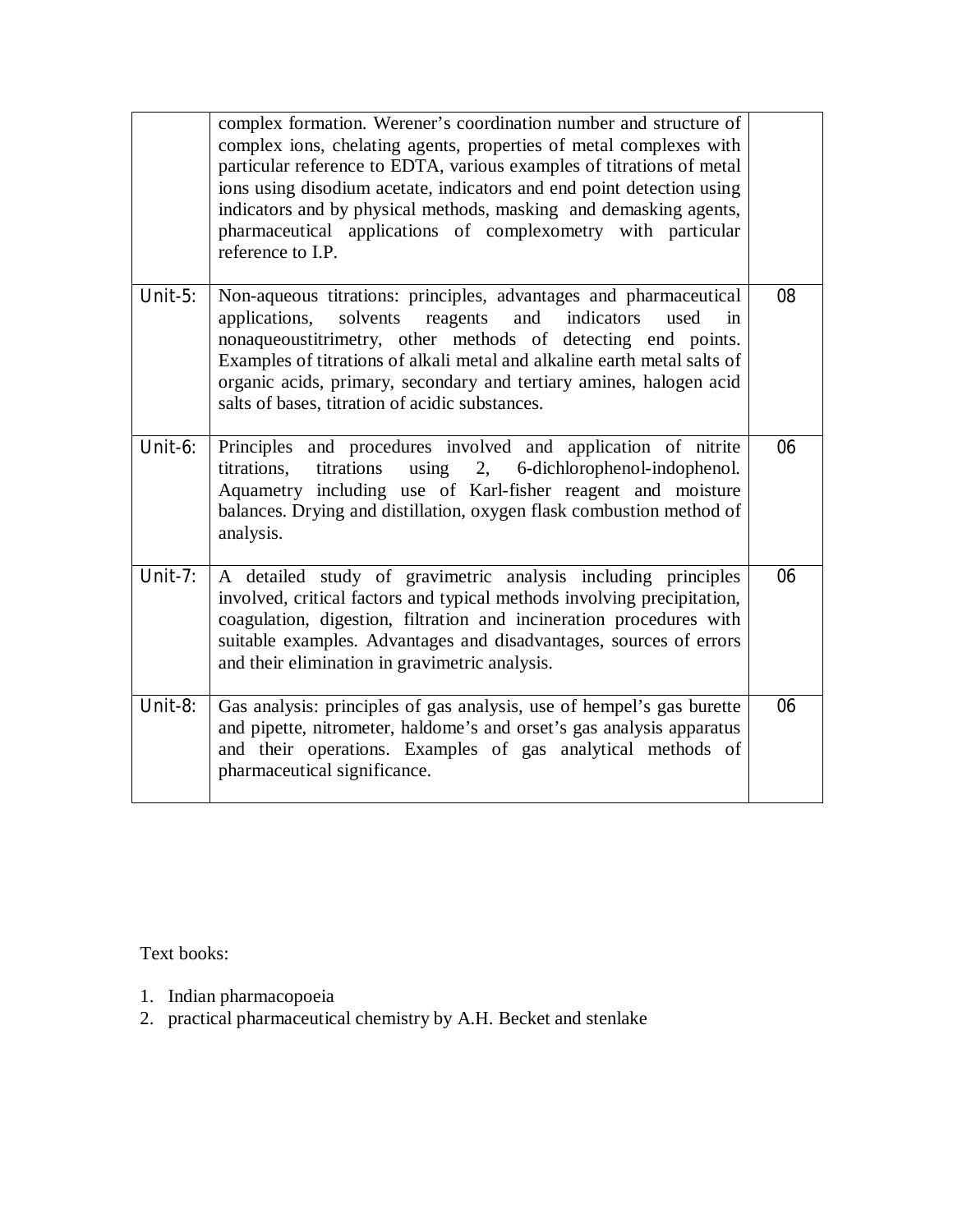| | | |
|---|---|---|
| | complex formation. Werener's coordination number and structure of complex ions, chelating agents, properties of metal complexes with particular reference to EDTA, various examples of titrations of metal ions using disodium acetate, indicators and end point detection using indicators and by physical methods, masking and demasking agents, pharmaceutical applications of complexometry with particular reference to I.P. | |
| Unit-5: | Non-aqueous titrations: principles, advantages and pharmaceutical applications, solvents reagents and indicators used in nonaqueoustitrimetry, other methods of detecting end points. Examples of titrations of alkali metal and alkaline earth metal salts of organic acids, primary, secondary and tertiary amines, halogen acid salts of bases, titration of acidic substances. | 08 |
| Unit-6: | Principles and procedures involved and application of nitrite titrations, titrations using 2, 6-dichlorophenol-indophenol. Aquametry including use of Karl-fisher reagent and moisture balances. Drying and distillation, oxygen flask combustion method of analysis. | 06 |
| Unit-7: | A detailed study of gravimetric analysis including principles involved, critical factors and typical methods involving precipitation, coagulation, digestion, filtration and incineration procedures with suitable examples. Advantages and disadvantages, sources of errors and their elimination in gravimetric analysis. | 06 |
| Unit-8: | Gas analysis: principles of gas analysis, use of hempel's gas burette and pipette, nitrometer, haldome's and orset's gas analysis apparatus and their operations. Examples of gas analytical methods of pharmaceutical significance. | 06 |

Text books:

1. Indian pharmacopoeia
2. practical pharmaceutical chemistry by A.H. Becket and stenlake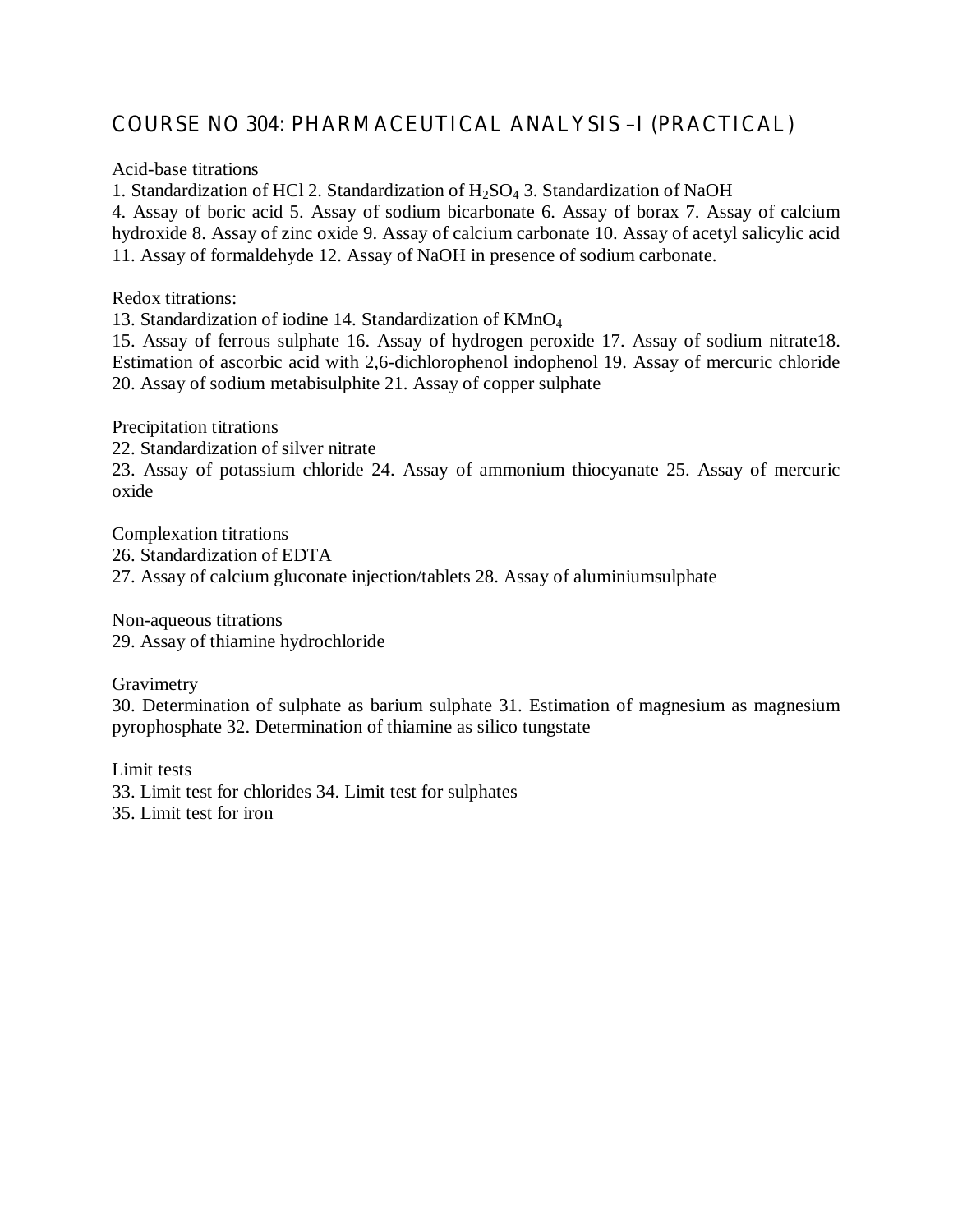## COURSE NO 304: PHARMACEUTICAL ANALYSIS –I (PRACTICAL)

Acid-base titrations

1. Standardization of HCl 2. Standardization of $H_2SO_4$ 3. Standardization of NaOH
4. Assay of boric acid 5. Assay of sodium bicarbonate 6. Assay of borax 7. Assay of calcium hydroxide 8. Assay of zinc oxide 9. Assay of calcium carbonate 10. Assay of acetyl salicylic acid 11. Assay of formaldehyde 12. Assay of NaOH in presence of sodium carbonate.

Redox titrations:

13. Standardization of iodine 14. Standardization of $KMnO_4$
15. Assay of ferrous sulphate 16. Assay of hydrogen peroxide 17. Assay of sodium nitrate18. Estimation of ascorbic acid with 2,6-dichlorophenol indophenol 19. Assay of mercuric chloride 20. Assay of sodium metabisulphite 21. Assay of copper sulphate

Precipitation titrations

22. Standardization of silver nitrate
23. Assay of potassium chloride 24. Assay of ammonium thiocyanate 25. Assay of mercuric oxide

Complexation titrations

26. Standardization of EDTA
27. Assay of calcium gluconate injection/tablets 28. Assay of aluminiumsulphate

Non-aqueous titrations

29. Assay of thiamine hydrochloride

Gravimetry

30. Determination of sulphate as barium sulphate 31. Estimation of magnesium as magnesium pyrophosphate 32. Determination of thiamine as silico tungstate

Limit tests

33. Limit test for chlorides 34. Limit test for sulphates
35. Limit test for iron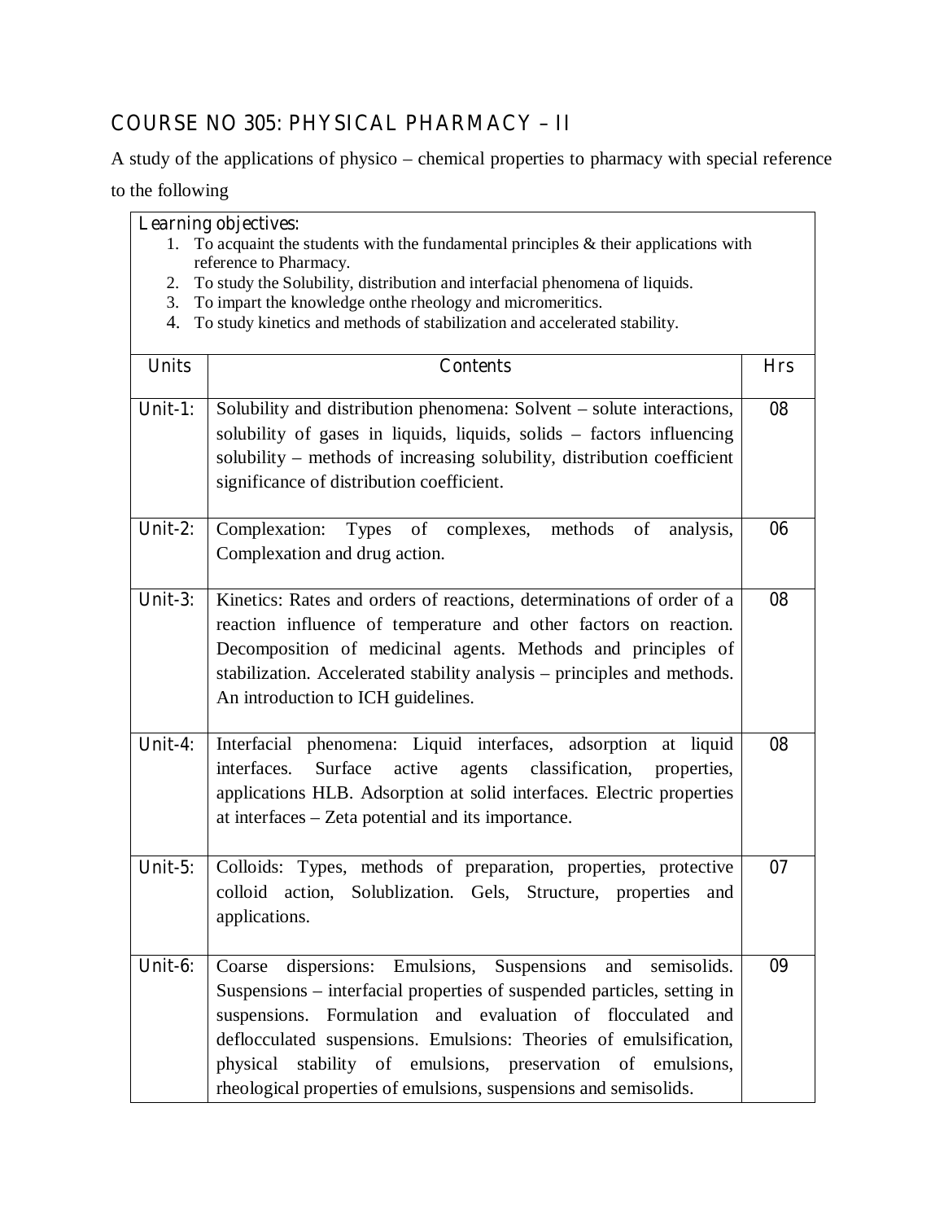## COURSE NO 305: PHYSICAL PHARMACY – II

A study of the applications of physico – chemical properties to pharmacy with special reference to the following

**Learning objectives:**

1. To acquaint the students with the fundamental principles & their applications with reference to Pharmacy.
2. To study the Solubility, distribution and interfacial phenomena of liquids.
3. To impart the knowledge onthe rheology and micromeritics.
4. To study kinetics and methods of stabilization and accelerated stability.

| Units | Contents | Hrs |
|---|---|---|
| Unit-1: | Solubility and distribution phenomena: Solvent – solute interactions, solubility of gases in liquids, liquids, solids – factors influencing solubility – methods of increasing solubility, distribution coefficient significance of distribution coefficient. | 08 |
| Unit-2: | Complexation: Types of complexes, methods of analysis, Complexation and drug action. | 06 |
| Unit-3: | Kinetics: Rates and orders of reactions, determinations of order of a reaction influence of temperature and other factors on reaction. Decomposition of medicinal agents. Methods and principles of stabilization. Accelerated stability analysis – principles and methods. An introduction to ICH guidelines. | 08 |
| Unit-4: | Interfacial phenomena: Liquid interfaces, adsorption at liquid interfaces. Surface active agents classification, properties, applications HLB. Adsorption at solid interfaces. Electric properties at interfaces – Zeta potential and its importance. | 08 |
| Unit-5: | Colloids: Types, methods of preparation, properties, protective colloid action, Solublization. Gels, Structure, properties and applications. | 07 |
| Unit-6: | Coarse dispersions: Emulsions, Suspensions and semisolids. Suspensions – interfacial properties of suspended particles, setting in suspensions. Formulation and evaluation of flocculated and deflocculated suspensions. Emulsions: Theories of emulsification, physical stability of emulsions, preservation of emulsions, rheological properties of emulsions, suspensions and semisolids. | 09 |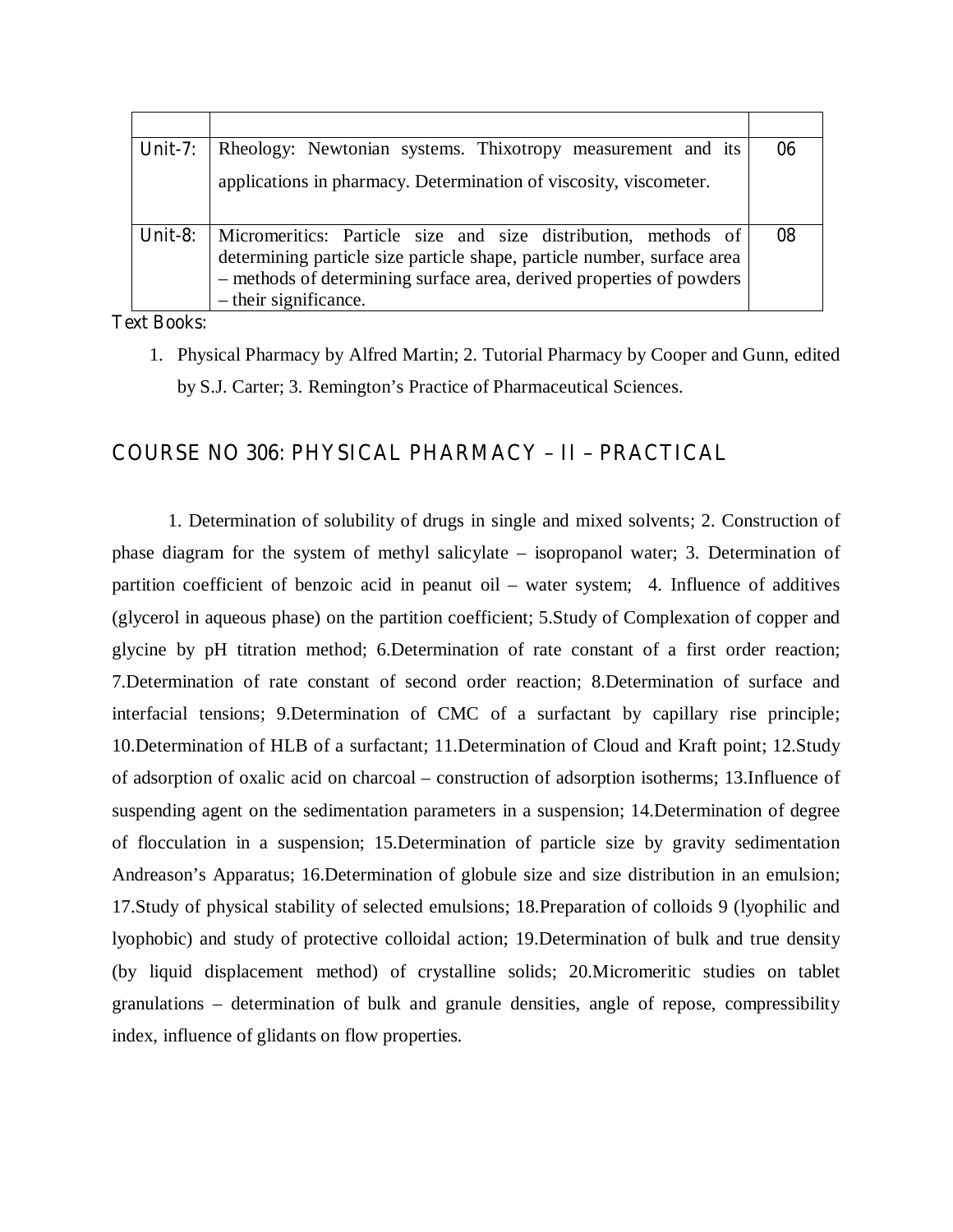| | | |
|---|---|---|
| Unit-7: | Rheology: Newtonian systems. Thixotropy measurement and its applications in pharmacy. Determination of viscosity, viscometer. | 06 |
| Unit-8: | Micromeritics: Particle size and size distribution, methods of determining particle size particle shape, particle number, surface area – methods of determining surface area, derived properties of powders – their significance. | 08 |

Text Books:

1. Physical Pharmacy by Alfred Martin; 2. Tutorial Pharmacy by Cooper and Gunn, edited by S.J. Carter; 3. Remington's Practice of Pharmaceutical Sciences.

## COURSE NO 306: PHYSICAL PHARMACY – II – PRACTICAL

1. Determination of solubility of drugs in single and mixed solvents; 2. Construction of phase diagram for the system of methyl salicylate – isopropanol water; 3. Determination of partition coefficient of benzoic acid in peanut oil – water system; 4. Influence of additives (glycerol in aqueous phase) on the partition coefficient; 5.Study of Complexation of copper and glycine by pH titration method; 6.Determination of rate constant of a first order reaction; 7.Determination of rate constant of second order reaction; 8.Determination of surface and interfacial tensions; 9.Determination of CMC of a surfactant by capillary rise principle; 10.Determination of HLB of a surfactant; 11.Determination of Cloud and Kraft point; 12.Study of adsorption of oxalic acid on charcoal – construction of adsorption isotherms; 13.Influence of suspending agent on the sedimentation parameters in a suspension; 14.Determination of degree of flocculation in a suspension; 15.Determination of particle size by gravity sedimentation Andreason's Apparatus; 16.Determination of globule size and size distribution in an emulsion; 17.Study of physical stability of selected emulsions; 18.Preparation of colloids 9 (lyophilic and lyophobic) and study of protective colloidal action; 19.Determination of bulk and true density (by liquid displacement method) of crystalline solids; 20.Micromeritic studies on tablet granulations – determination of bulk and granule densities, angle of repose, compressibility index, influence of glidants on flow properties.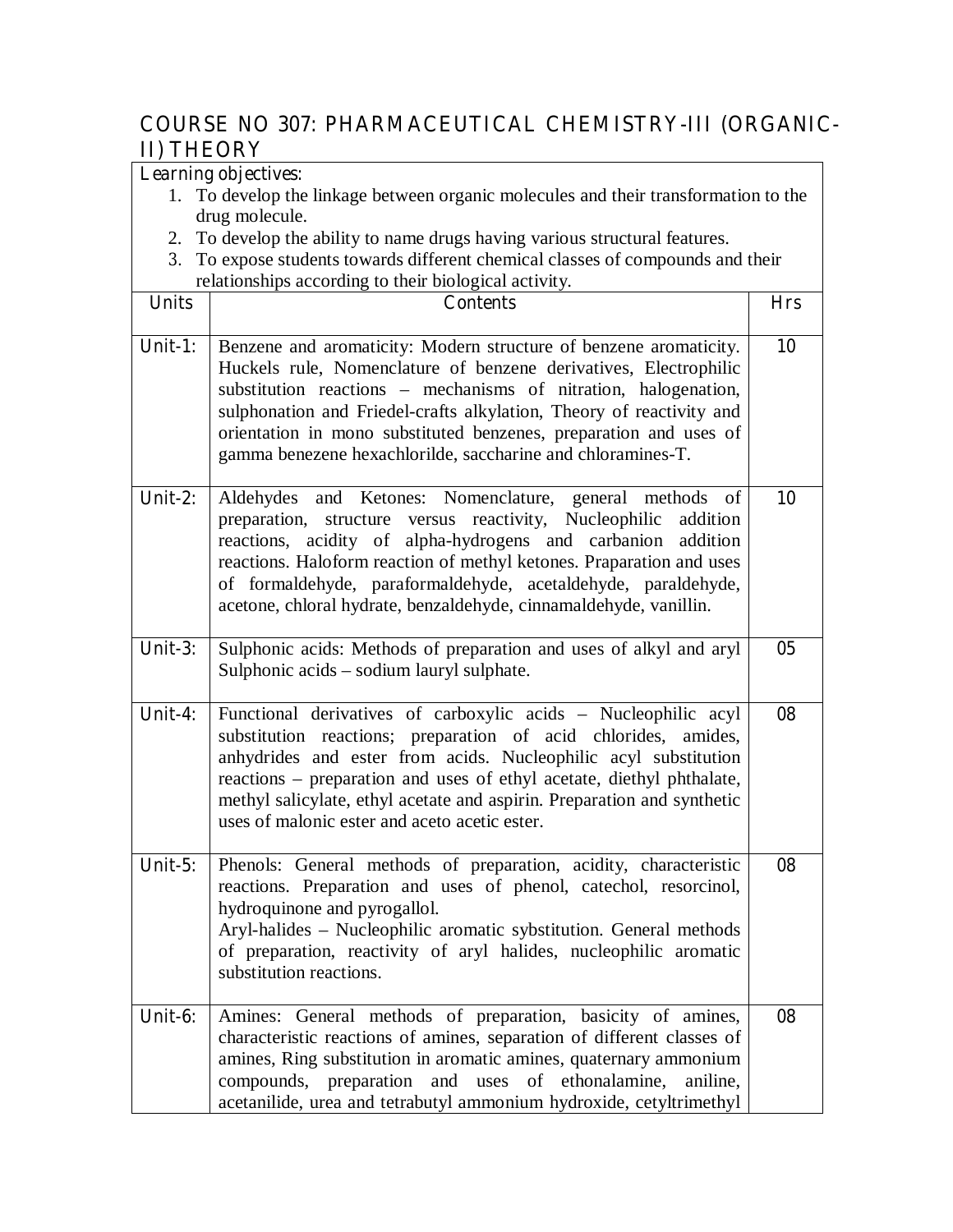## COURSE NO 307: PHARMACEUTICAL CHEMISTRY-III (ORGANIC-II) THEORY

**Learning objectives:**

1. To develop the linkage between organic molecules and their transformation to the drug molecule.
2. To develop the ability to name drugs having various structural features.
3. To expose students towards different chemical classes of compounds and their relationships according to their biological activity.

| Units | Contents | Hrs |
|---|---|---|
| Unit-1: | Benzene and aromaticity: Modern structure of benzene aromaticity. Huckels rule, Nomenclature of benzene derivatives, Electrophilic substitution reactions – mechanisms of nitration, halogenation, sulphonation and Friedel-crafts alkylation, Theory of reactivity and orientation in mono substituted benzenes, preparation and uses of gamma benezene hexachlorilde, saccharine and chloramines-T. | 10 |
| Unit-2: | Aldehydes and Ketones: Nomenclature, general methods of preparation, structure versus reactivity, Nucleophilic addition reactions, acidity of alpha-hydrogens and carbanion addition reactions. Haloform reaction of methyl ketones. Praparation and uses of formaldehyde, paraformaldehyde, acetaldehyde, paraldehyde, acetone, chloral hydrate, benzaldehyde, cinnamaldehyde, vanillin. | 10 |
| Unit-3: | Sulphonic acids: Methods of preparation and uses of alkyl and aryl Sulphonic acids – sodium lauryl sulphate. | 05 |
| Unit-4: | Functional derivatives of carboxylic acids – Nucleophilic acyl substitution reactions; preparation of acid chlorides, amides, anhydrides and ester from acids. Nucleophilic acyl substitution reactions – preparation and uses of ethyl acetate, diethyl phthalate, methyl salicylate, ethyl acetate and aspirin. Preparation and synthetic uses of malonic ester and aceto acetic ester. | 08 |
| Unit-5: | Phenols: General methods of preparation, acidity, characteristic reactions. Preparation and uses of phenol, catechol, resorcinol, hydroquinone and pyrogallol. Aryl-halides – Nucleophilic aromatic sybstitution. General methods of preparation, reactivity of aryl halides, nucleophilic aromatic substitution reactions. | 08 |
| Unit-6: | Amines: General methods of preparation, basicity of amines, characteristic reactions of amines, separation of different classes of amines, Ring substitution in aromatic amines, quaternary ammonium compounds, preparation and uses of ethonalamine, aniline, acetanilide, urea and tetrabutyl ammonium hydroxide, cetyltrimethyl | 08 |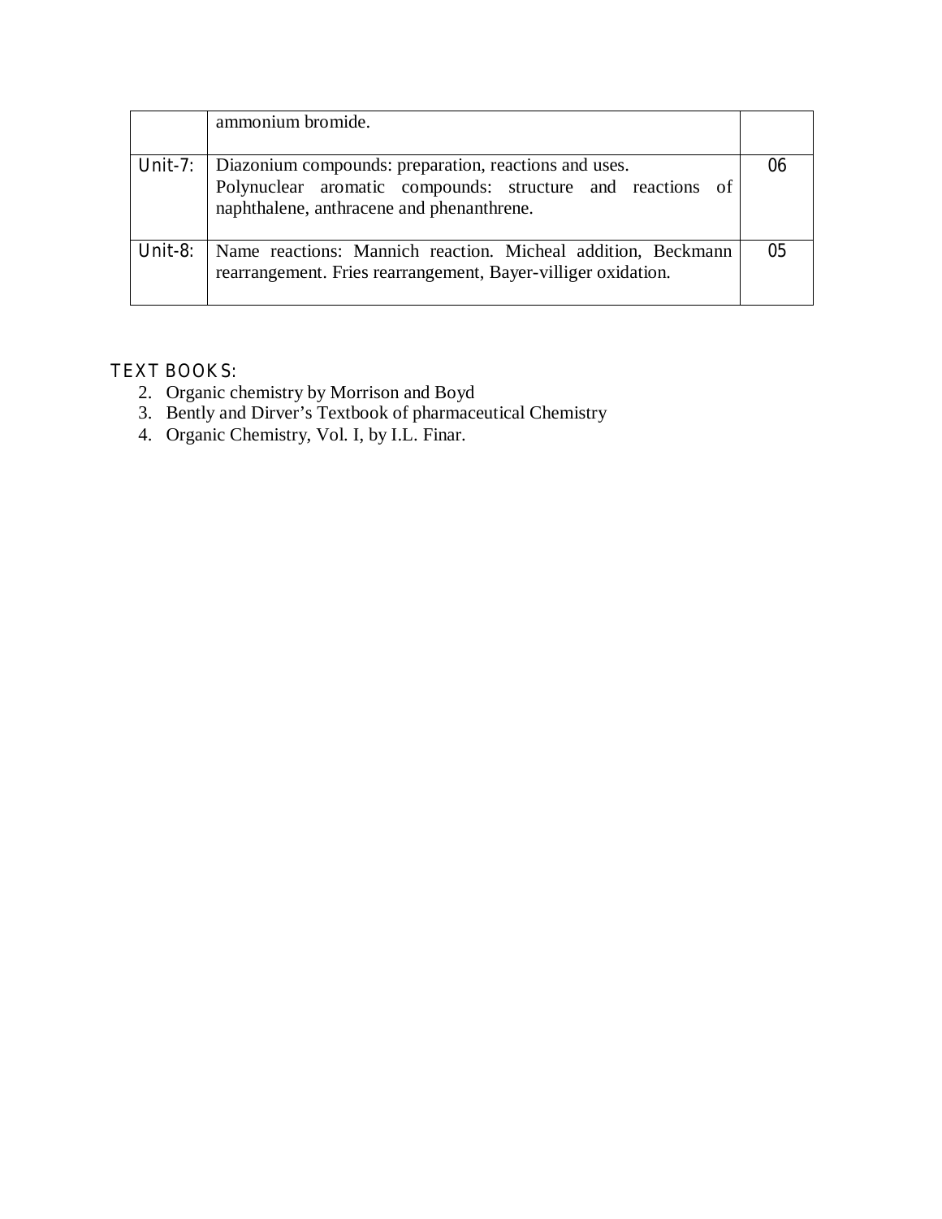| | | |
|---|---|---|
| | ammonium bromide. | |
| Unit-7: | Diazonium compounds: preparation, reactions and uses.<br>Polynuclear aromatic compounds: structure and reactions of naphthalene, anthracene and phenanthrene. | 06 |
| Unit-8: | Name reactions: Mannich reaction. Micheal addition, Beckmann rearrangement. Fries rearrangement, Bayer-villiger oxidation. | 05 |

TEXT BOOKS:

2. Organic chemistry by Morrison and Boyd
3. Bently and Dirver's Textbook of pharmaceutical Chemistry
4. Organic Chemistry, Vol. I, by I.L. Finar.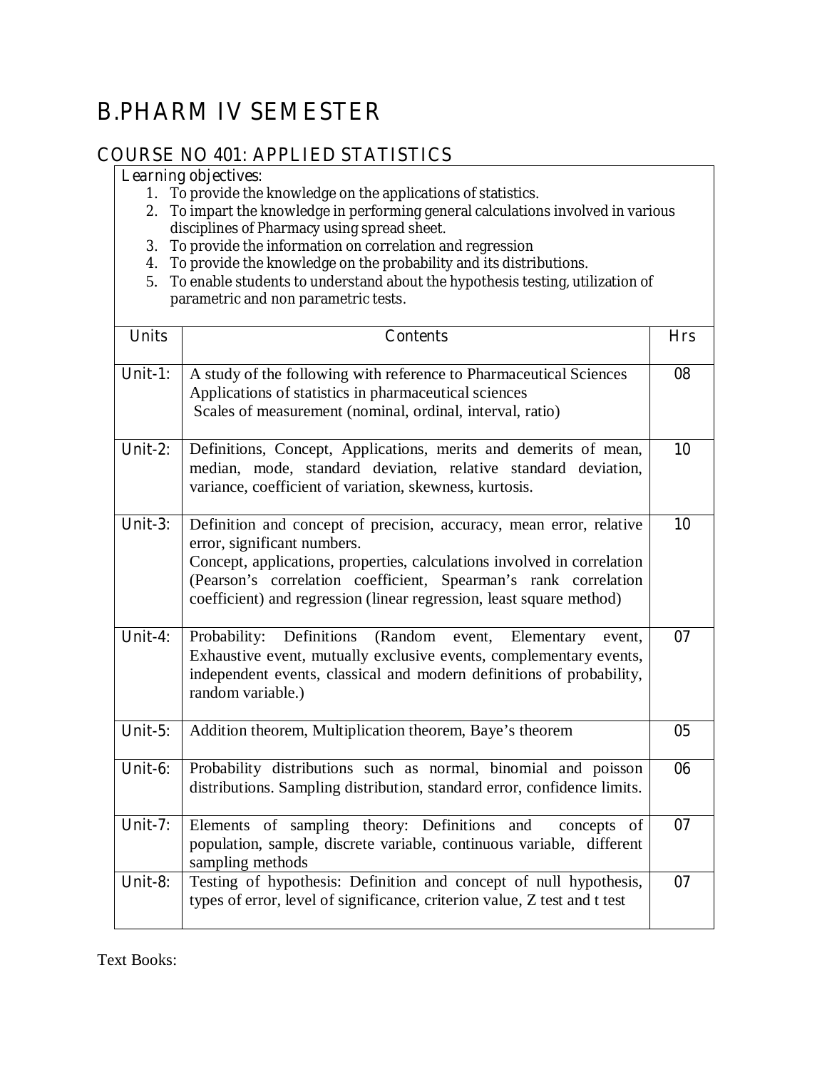# B.PHARM IV SEMESTER

## COURSE NO 401: APPLIED STATISTICS

*Learning objectives:*

1. To provide the knowledge on the applications of statistics.
2. To impart the knowledge in performing general calculations involved in various disciplines of Pharmacy using spread sheet.
3. To provide the information on correlation and regression
4. To provide the knowledge on the probability and its distributions.
5. To enable students to understand about the hypothesis testing, utilization of parametric and non parametric tests.

| Units | Contents | Hrs |
|---|---|---|
| Unit-1: | A study of the following with reference to Pharmaceutical Sciences<br>Applications of statistics in pharmaceutical sciences<br>Scales of measurement (nominal, ordinal, interval, ratio) | 08 |
| Unit-2: | Definitions, Concept, Applications, merits and demerits of mean, median, mode, standard deviation, relative standard deviation, variance, coefficient of variation, skewness, kurtosis. | 10 |
| Unit-3: | Definition and concept of precision, accuracy, mean error, relative error, significant numbers.<br>Concept, applications, properties, calculations involved in correlation (Pearson's correlation coefficient, Spearman's rank correlation coefficient) and regression (linear regression, least square method) | 10 |
| Unit-4: | Probability: Definitions (Random event, Elementary event, Exhaustive event, mutually exclusive events, complementary events, independent events, classical and modern definitions of probability, random variable.) | 07 |
| Unit-5: | Addition theorem, Multiplication theorem, Baye's theorem | 05 |
| Unit-6: | Probability distributions such as normal, binomial and poisson distributions. Sampling distribution, standard error, confidence limits. | 06 |
| Unit-7: | Elements of sampling theory: Definitions and concepts of population, sample, discrete variable, continuous variable, different sampling methods | 07 |
| Unit-8: | Testing of hypothesis: Definition and concept of null hypothesis, types of error, level of significance, criterion value, Z test and t test | 07 |

Text Books: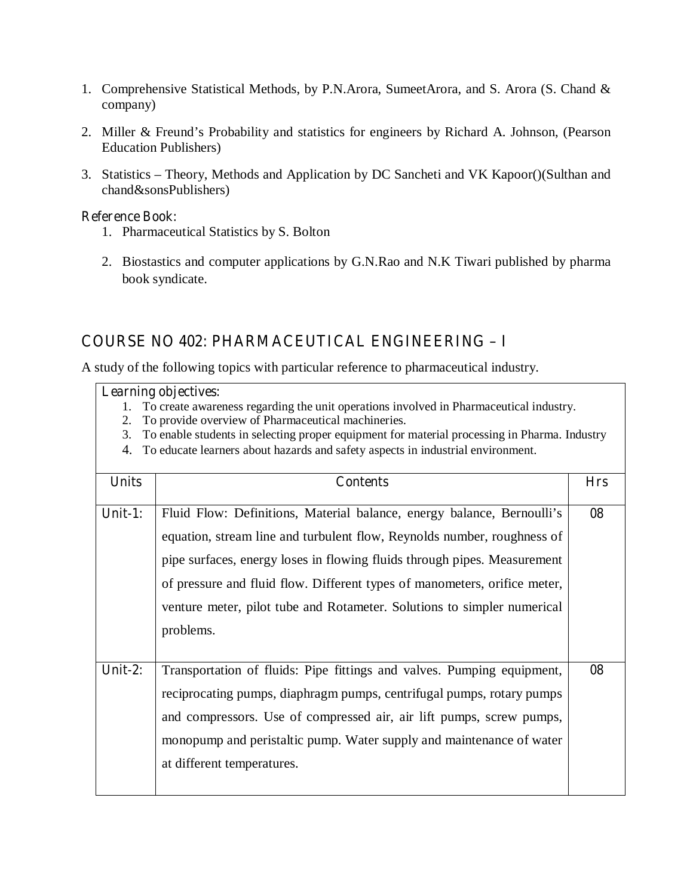1. Comprehensive Statistical Methods, by P.N.Arora, SumeetArora, and S. Arora (S. Chand & company)

2. Miller & Freund's Probability and statistics for engineers by Richard A. Johnson, (Pearson Education Publishers)

3. Statistics – Theory, Methods and Application by DC Sancheti and VK Kapoor()(Sulthan and chand&sonsPublishers)

Reference Book:

1. Pharmaceutical Statistics by S. Bolton

2. Biostastics and computer applications by G.N.Rao and N.K Tiwari published by pharma book syndicate.

## COURSE NO 402: PHARMACEUTICAL ENGINEERING – I

A study of the following topics with particular reference to pharmaceutical industry.

Learning objectives:

1. To create awareness regarding the unit operations involved in Pharmaceutical industry.
2. To provide overview of Pharmaceutical machineries.
3. To enable students in selecting proper equipment for material processing in Pharma. Industry
4. To educate learners about hazards and safety aspects in industrial environment.

| Units | Contents | Hrs |
|---|---|---|
| Unit-1: | Fluid Flow: Definitions, Material balance, energy balance, Bernoulli's equation, stream line and turbulent flow, Reynolds number, roughness of pipe surfaces, energy loses in flowing fluids through pipes. Measurement of pressure and fluid flow. Different types of manometers, orifice meter, venture meter, pilot tube and Rotameter. Solutions to simpler numerical problems. | 08 |
| Unit-2: | Transportation of fluids: Pipe fittings and valves. Pumping equipment, reciprocating pumps, diaphragm pumps, centrifugal pumps, rotary pumps and compressors. Use of compressed air, air lift pumps, screw pumps, monopump and peristaltic pump. Water supply and maintenance of water at different temperatures. | 08 |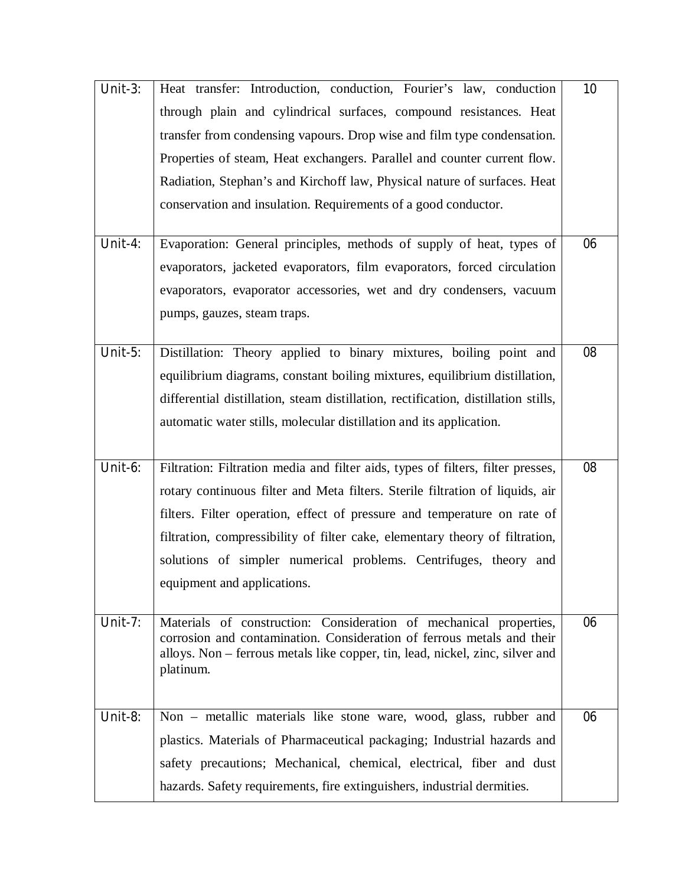| Unit-3: | Heat transfer: Introduction, conduction, Fourier's law, conduction through plain and cylindrical surfaces, compound resistances. Heat transfer from condensing vapours. Drop wise and film type condensation. Properties of steam, Heat exchangers. Parallel and counter current flow. Radiation, Stephan's and Kirchoff law, Physical nature of surfaces. Heat conservation and insulation. Requirements of a good conductor. | 10 |
|---|---|---|
| Unit-4: | Evaporation: General principles, methods of supply of heat, types of evaporators, jacketed evaporators, film evaporators, forced circulation evaporators, evaporator accessories, wet and dry condensers, vacuum pumps, gauzes, steam traps. | 06 |
| Unit-5: | Distillation: Theory applied to binary mixtures, boiling point and equilibrium diagrams, constant boiling mixtures, equilibrium distillation, differential distillation, steam distillation, rectification, distillation stills, automatic water stills, molecular distillation and its application. | 08 |
| Unit-6: | Filtration: Filtration media and filter aids, types of filters, filter presses, rotary continuous filter and Meta filters. Sterile filtration of liquids, air filters. Filter operation, effect of pressure and temperature on rate of filtration, compressibility of filter cake, elementary theory of filtration, solutions of simpler numerical problems. Centrifuges, theory and equipment and applications. | 08 |
| Unit-7: | Materials of construction: Consideration of mechanical properties, corrosion and contamination. Consideration of ferrous metals and their alloys. Non – ferrous metals like copper, tin, lead, nickel, zinc, silver and platinum. | 06 |
| Unit-8: | Non – metallic materials like stone ware, wood, glass, rubber and plastics. Materials of Pharmaceutical packaging; Industrial hazards and safety precautions; Mechanical, chemical, electrical, fiber and dust hazards. Safety requirements, fire extinguishers, industrial dermities. | 06 |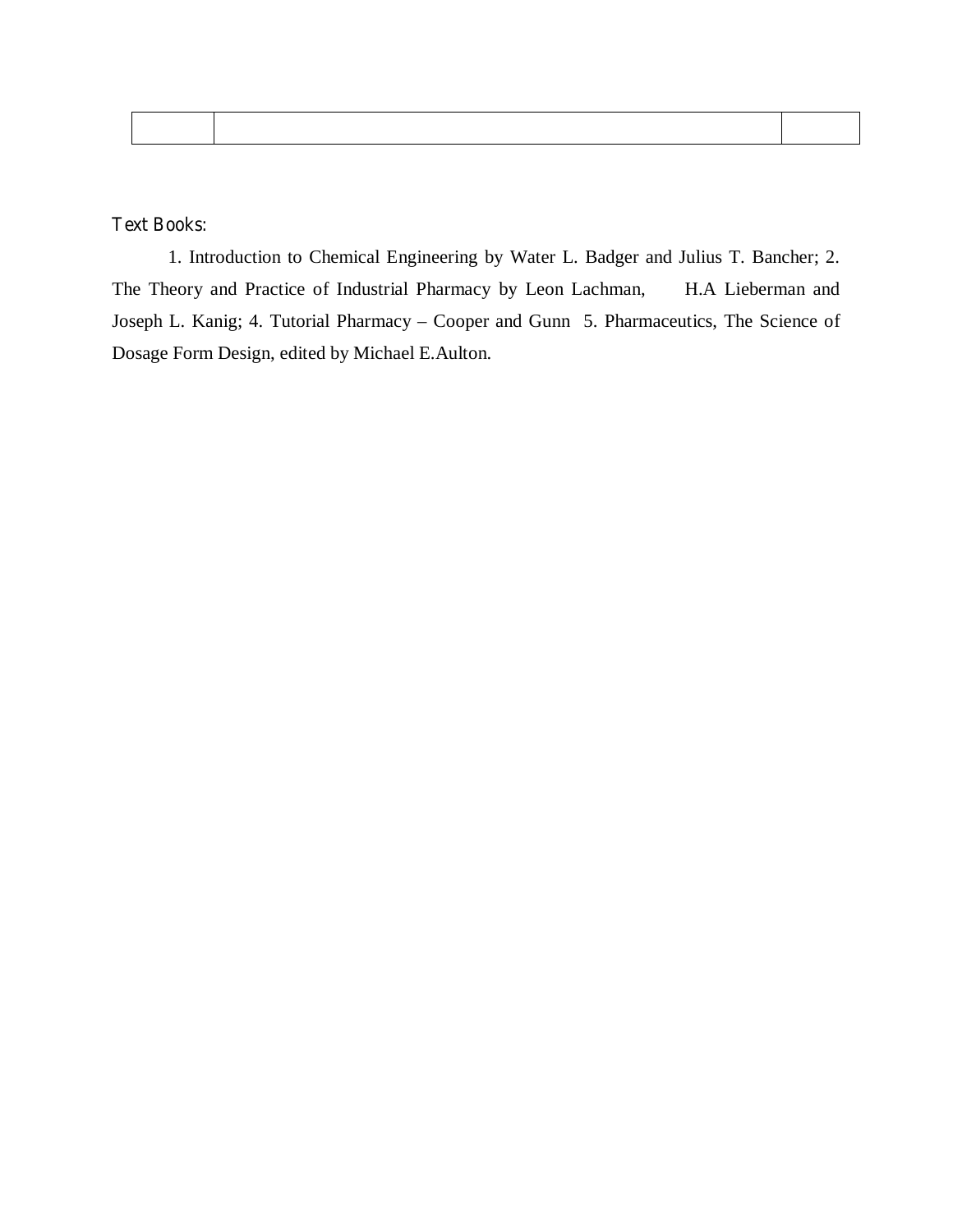| | | |
|---|---|---|
| | | |

**Text Books:**

1. Introduction to Chemical Engineering by Water L. Badger and Julius T. Bancher; 2. The Theory and Practice of Industrial Pharmacy by Leon Lachman, H.A Lieberman and Joseph L. Kanig; 4. Tutorial Pharmacy – Cooper and Gunn 5. Pharmaceutics, The Science of Dosage Form Design, edited by Michael E.Aulton.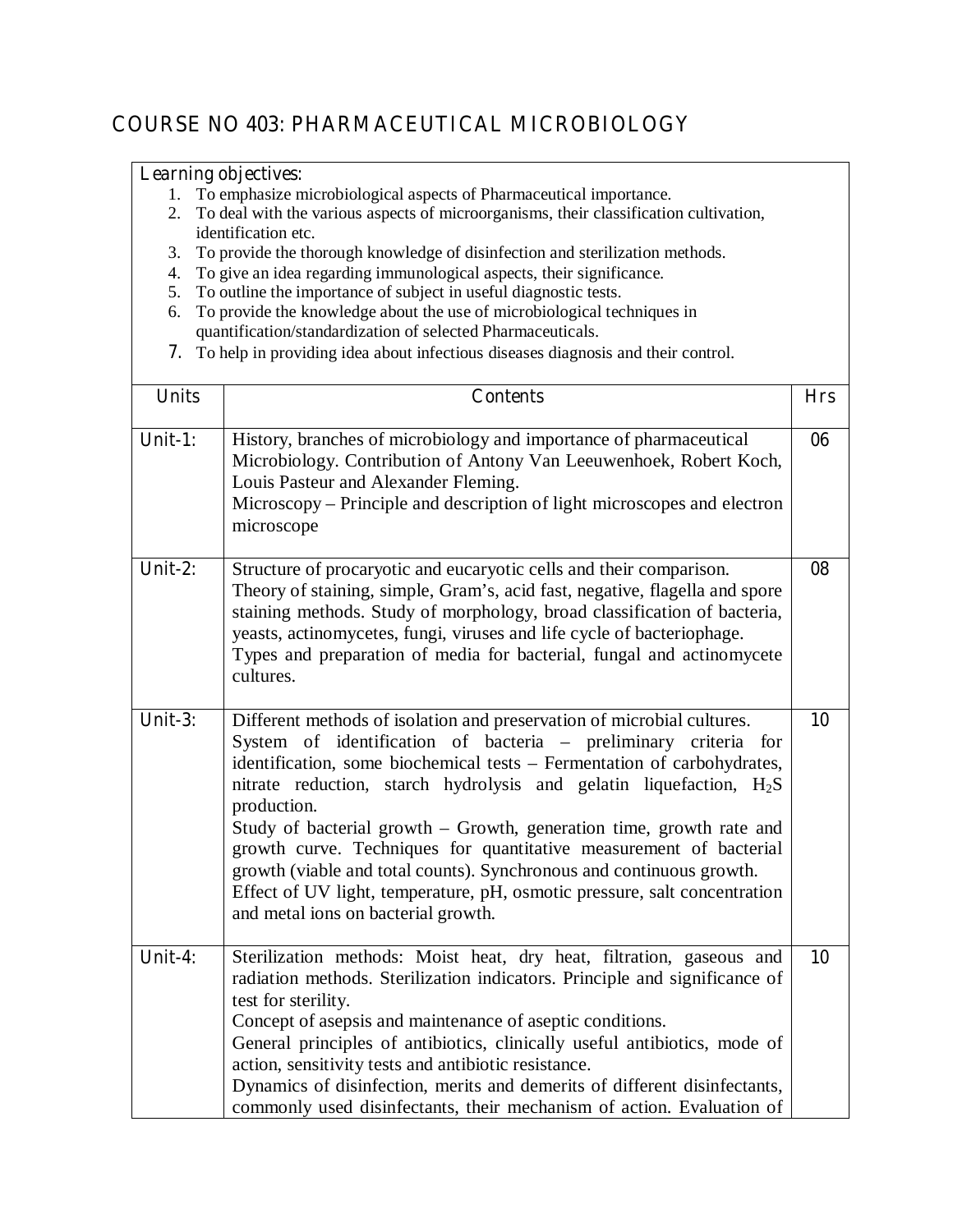# COURSE NO 403: PHARMACEUTICAL MICROBIOLOGY

**Learning objectives:**

1. To emphasize microbiological aspects of Pharmaceutical importance.
2. To deal with the various aspects of microorganisms, their classification cultivation, identification etc.
3. To provide the thorough knowledge of disinfection and sterilization methods.
4. To give an idea regarding immunological aspects, their significance.
5. To outline the importance of subject in useful diagnostic tests.
6. To provide the knowledge about the use of microbiological techniques in quantification/standardization of selected Pharmaceuticals.
7. To help in providing idea about infectious diseases diagnosis and their control.

| Units | Contents | Hrs |
|---|---|---|
| Unit-1: | History, branches of microbiology and importance of pharmaceutical Microbiology. Contribution of Antony Van Leeuwenhoek, Robert Koch, Louis Pasteur and Alexander Fleming.<br>Microscopy – Principle and description of light microscopes and electron microscope | 06 |
| Unit-2: | Structure of procaryotic and eucaryotic cells and their comparison.<br>Theory of staining, simple, Gram's, acid fast, negative, flagella and spore staining methods. Study of morphology, broad classification of bacteria, yeasts, actinomycetes, fungi, viruses and life cycle of bacteriophage.<br>Types and preparation of media for bacterial, fungal and actinomycete cultures. | 08 |
| Unit-3: | Different methods of isolation and preservation of microbial cultures.<br>System of identification of bacteria – preliminary criteria for identification, some biochemical tests – Fermentation of carbohydrates, nitrate reduction, starch hydrolysis and gelatin liquefaction, $H_2S$ production.<br>Study of bacterial growth – Growth, generation time, growth rate and growth curve. Techniques for quantitative measurement of bacterial growth (viable and total counts). Synchronous and continuous growth.<br>Effect of UV light, temperature, pH, osmotic pressure, salt concentration and metal ions on bacterial growth. | 10 |
| Unit-4: | Sterilization methods: Moist heat, dry heat, filtration, gaseous and radiation methods. Sterilization indicators. Principle and significance of test for sterility.<br>Concept of asepsis and maintenance of aseptic conditions.<br>General principles of antibiotics, clinically useful antibiotics, mode of action, sensitivity tests and antibiotic resistance.<br>Dynamics of disinfection, merits and demerits of different disinfectants, commonly used disinfectants, their mechanism of action. Evaluation of | 10 |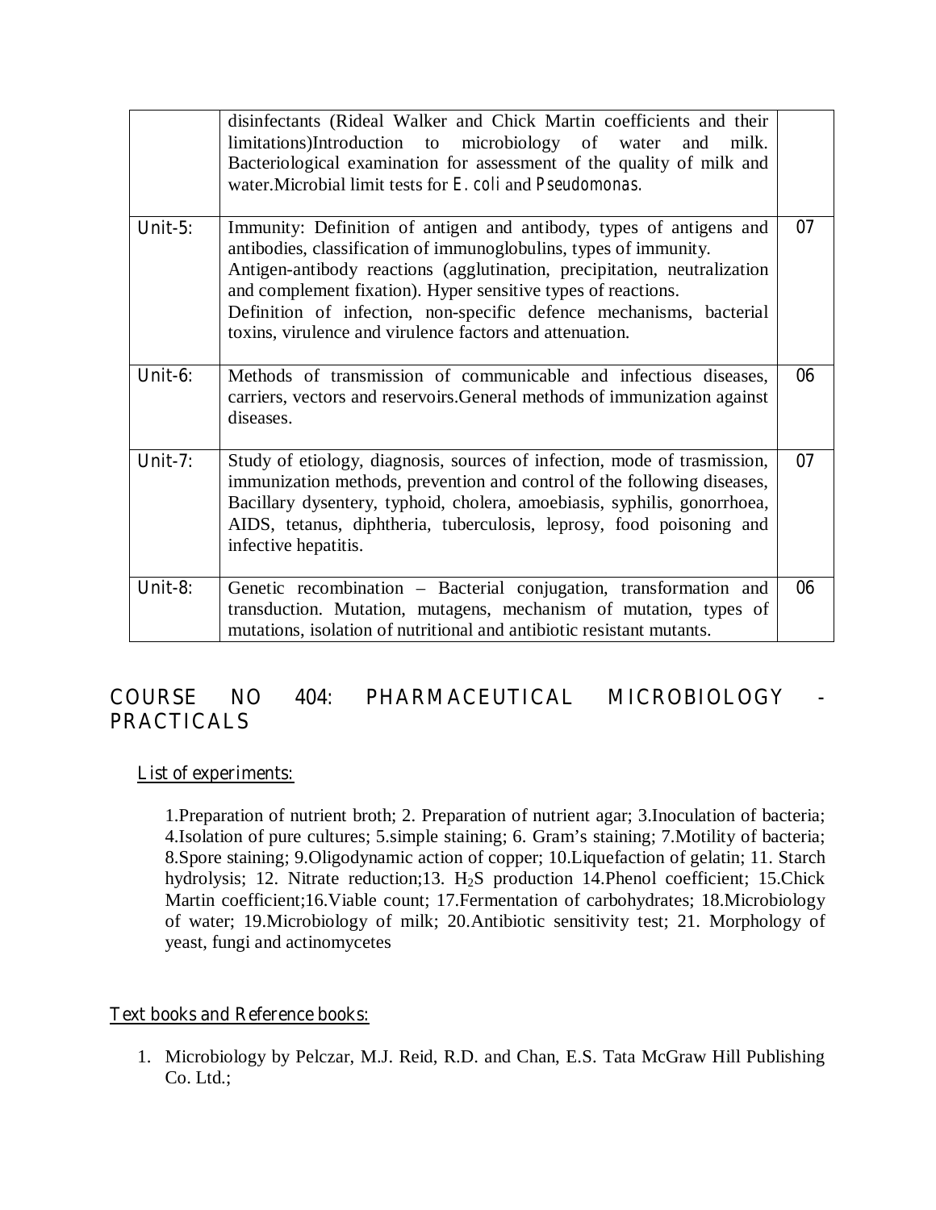|  | disinfectants (Rideal Walker and Chick Martin coefficients and their limitations)Introduction to microbiology of water and milk. Bacteriological examination for assessment of the quality of milk and water.Microbial limit tests for *E. coli* and *Pseudomonas*. |  |
|---|---|---|
| Unit-5: | Immunity: Definition of antigen and antibody, types of antigens and antibodies, classification of immunoglobulins, types of immunity. Antigen-antibody reactions (agglutination, precipitation, neutralization and complement fixation). Hyper sensitive types of reactions. Definition of infection, non-specific defence mechanisms, bacterial toxins, virulence and virulence factors and attenuation. | 07 |
| Unit-6: | Methods of transmission of communicable and infectious diseases, carriers, vectors and reservoirs.General methods of immunization against diseases. | 06 |
| Unit-7: | Study of etiology, diagnosis, sources of infection, mode of trasmission, immunization methods, prevention and control of the following diseases, Bacillary dysentery, typhoid, cholera, amoebiasis, syphilis, gonorrhoea, AIDS, tetanus, diphtheria, tuberculosis, leprosy, food poisoning and infective hepatitis. | 07 |
| Unit-8: | Genetic recombination – Bacterial conjugation, transformation and transduction. Mutation, mutagens, mechanism of mutation, types of mutations, isolation of nutritional and antibiotic resistant mutants. | 06 |

## COURSE NO 404: PHARMACEUTICAL MICROBIOLOGY - PRACTICALS

List of experiments:

1.Preparation of nutrient broth; 2. Preparation of nutrient agar; 3.Inoculation of bacteria; 4.Isolation of pure cultures; 5.simple staining; 6. Gram's staining; 7.Motility of bacteria; 8.Spore staining; 9.Oligodynamic action of copper; 10.Liquefaction of gelatin; 11. Starch hydrolysis; 12. Nitrate reduction;13. $H_2S$ production 14.Phenol coefficient; 15.Chick Martin coefficient;16.Viable count; 17.Fermentation of carbohydrates; 18.Microbiology of water; 19.Microbiology of milk; 20.Antibiotic sensitivity test; 21. Morphology of yeast, fungi and actinomycetes

Text books and Reference books:

1. Microbiology by Pelczar, M.J. Reid, R.D. and Chan, E.S. Tata McGraw Hill Publishing Co. Ltd.;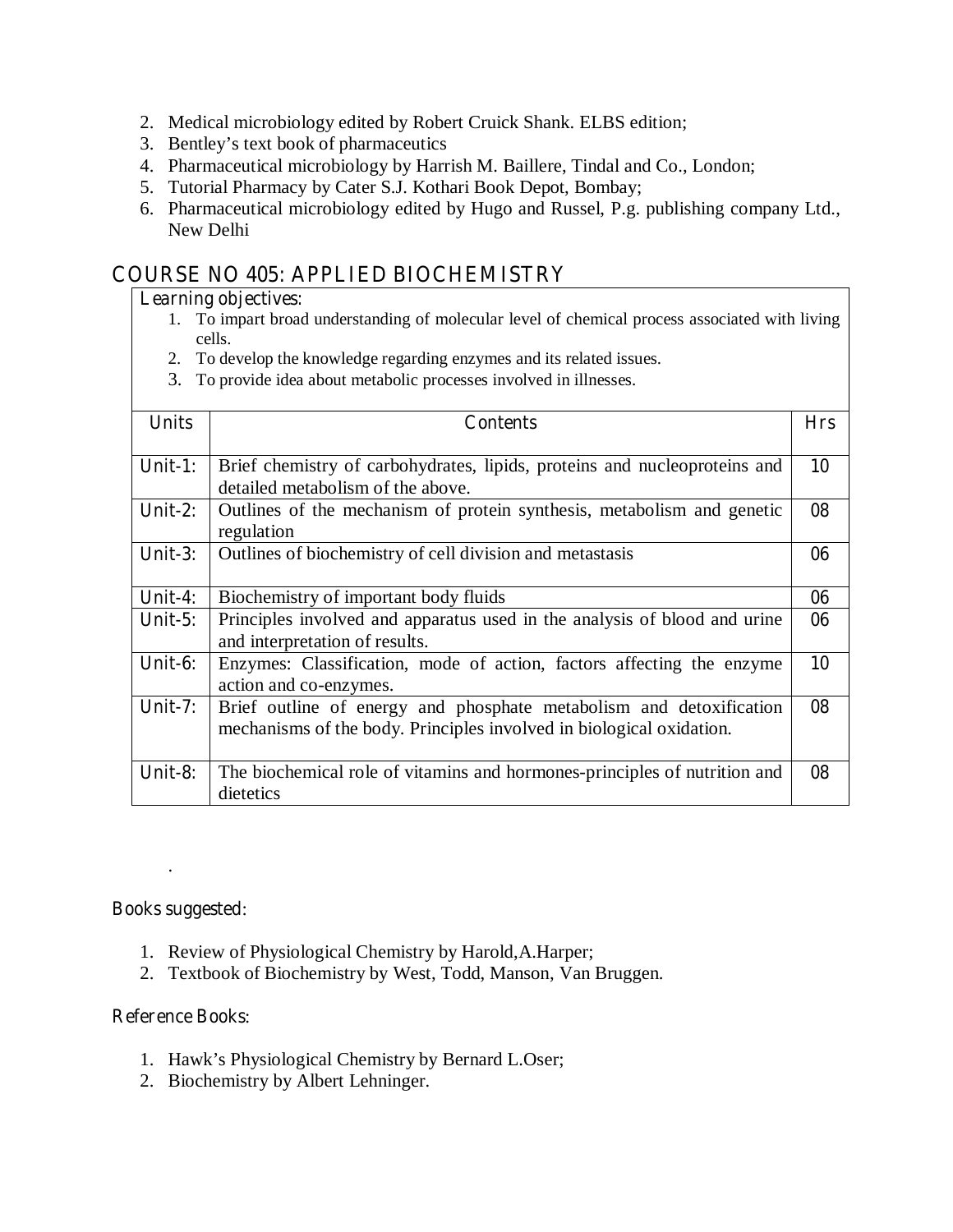2. Medical microbiology edited by Robert Cruick Shank. ELBS edition;
3. Bentley's text book of pharmaceutics
4. Pharmaceutical microbiology by Harrish M. Baillere, Tindal and Co., London;
5. Tutorial Pharmacy by Cater S.J. Kothari Book Depot, Bombay;
6. Pharmaceutical microbiology edited by Hugo and Russel, P.g. publishing company Ltd., New Delhi

## COURSE NO 405: APPLIED BIOCHEMISTRY

Learning objectives:

1. To impart broad understanding of molecular level of chemical process associated with living cells.
2. To develop the knowledge regarding enzymes and its related issues.
3. To provide idea about metabolic processes involved in illnesses.

| Units | Contents | Hrs |
|---|---|---|
| Unit-1: | Brief chemistry of carbohydrates, lipids, proteins and nucleoproteins and detailed metabolism of the above. | 10 |
| Unit-2: | Outlines of the mechanism of protein synthesis, metabolism and genetic regulation | 08 |
| Unit-3: | Outlines of biochemistry of cell division and metastasis | 06 |
| Unit-4: | Biochemistry of important body fluids | 06 |
| Unit-5: | Principles involved and apparatus used in the analysis of blood and urine and interpretation of results. | 06 |
| Unit-6: | Enzymes: Classification, mode of action, factors affecting the enzyme action and co-enzymes. | 10 |
| Unit-7: | Brief outline of energy and phosphate metabolism and detoxification mechanisms of the body. Principles involved in biological oxidation. | 08 |
| Unit-8: | The biochemical role of vitamins and hormones-principles of nutrition and dietetics | 08 |

Books suggested:

1. Review of Physiological Chemistry by Harold,A.Harper;
2. Textbook of Biochemistry by West, Todd, Manson, Van Bruggen.

Reference Books:

1. Hawk's Physiological Chemistry by Bernard L.Oser;
2. Biochemistry by Albert Lehninger.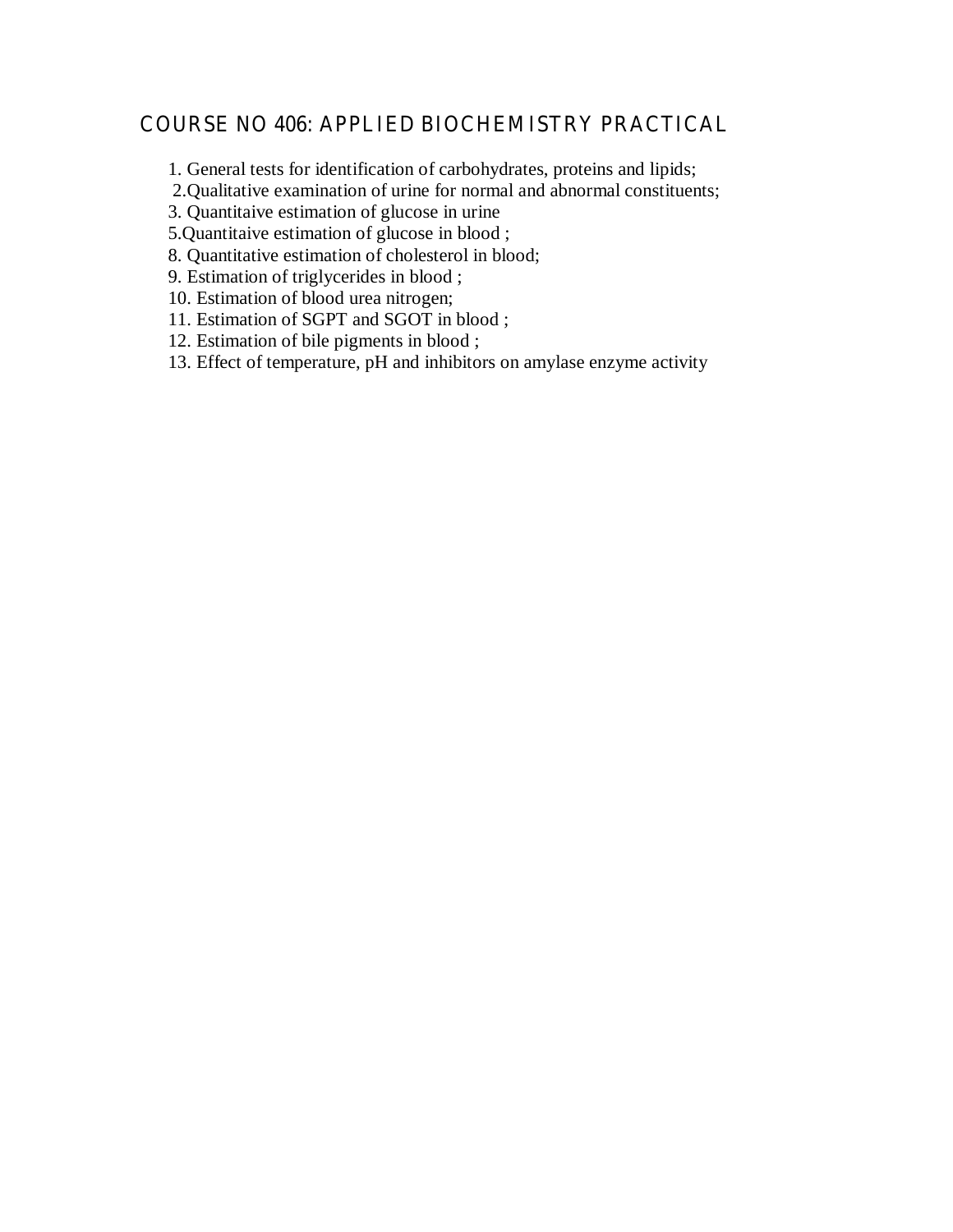## COURSE NO 406: APPLIED BIOCHEMISTRY PRACTICAL

1. General tests for identification of carbohydrates, proteins and lipids;
2. Qualitative examination of urine for normal and abnormal constituents;
3. Quantitaive estimation of glucose in urine
5. Quantitaive estimation of glucose in blood ;
8. Quantitative estimation of cholesterol in blood;
9. Estimation of triglycerides in blood ;
10. Estimation of blood urea nitrogen;
11. Estimation of SGPT and SGOT in blood ;
12. Estimation of bile pigments in blood ;
13. Effect of temperature, pH and inhibitors on amylase enzyme activity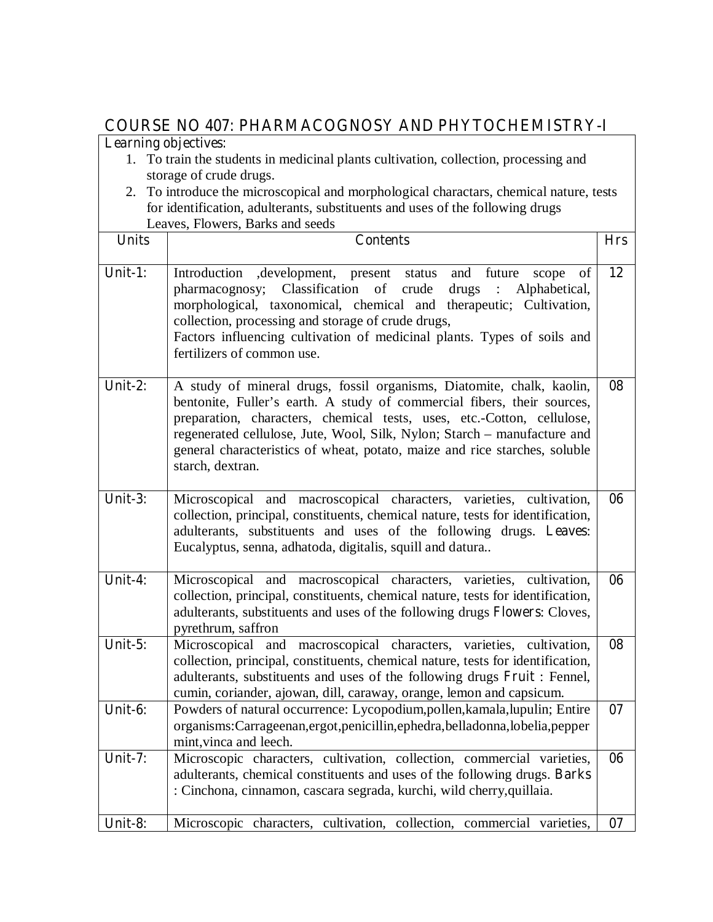## COURSE NO 407: PHARMACOGNOSY AND PHYTOCHEMISTRY-I

*Learning objectives:*

1. To train the students in medicinal plants cultivation, collection, processing and storage of crude drugs.
2. To introduce the microscopical and morphological charactars, chemical nature, tests for identification, adulterants, substituents and uses of the following drugs Leaves, Flowers, Barks and seeds

| Units | Contents | Hrs |
|---|---|---|
| Unit-1: | Introduction ,development, present status and future scope of pharmacognosy; Classification of crude drugs : Alphabetical, morphological, taxonomical, chemical and therapeutic; Cultivation, collection, processing and storage of crude drugs, Factors influencing cultivation of medicinal plants. Types of soils and fertilizers of common use. | 12 |
| Unit-2: | A study of mineral drugs, fossil organisms, Diatomite, chalk, kaolin, bentonite, Fuller's earth. A study of commercial fibers, their sources, preparation, characters, chemical tests, uses, etc.-Cotton, cellulose, regenerated cellulose, Jute, Wool, Silk, Nylon; Starch – manufacture and general characteristics of wheat, potato, maize and rice starches, soluble starch, dextran. | 08 |
| Unit-3: | Microscopical and macroscopical characters, varieties, cultivation, collection, principal, constituents, chemical nature, tests for identification, adulterants, substituents and uses of the following drugs. **Leaves**: Eucalyptus, senna, adhatoda, digitalis, squill and datura.. | 06 |
| Unit-4: | Microscopical and macroscopical characters, varieties, cultivation, collection, principal, constituents, chemical nature, tests for identification, adulterants, substituents and uses of the following drugs **Flowers**: Cloves, pyrethrum, saffron | 06 |
| Unit-5: | Microscopical and macroscopical characters, varieties, cultivation, collection, principal, constituents, chemical nature, tests for identification, adulterants, substituents and uses of the following drugs **Fruit** : Fennel, cumin, coriander, ajowan, dill, caraway, orange, lemon and capsicum. | 08 |
| Unit-6: | Powders of natural occurrence: Lycopodium,pollen,kamala,lupulin; Entire organisms:Carrageenan,ergot,penicillin,ephedra,belladonna,lobelia,pepper mint,vinca and leech. | 07 |
| Unit-7: | Microscopic characters, cultivation, collection, commercial varieties, adulterants, chemical constituents and uses of the following drugs. **Barks** : Cinchona, cinnamon, cascara segrada, kurchi, wild cherry,quillaia. | 06 |
| Unit-8: | Microscopic characters, cultivation, collection, commercial varieties, | 07 |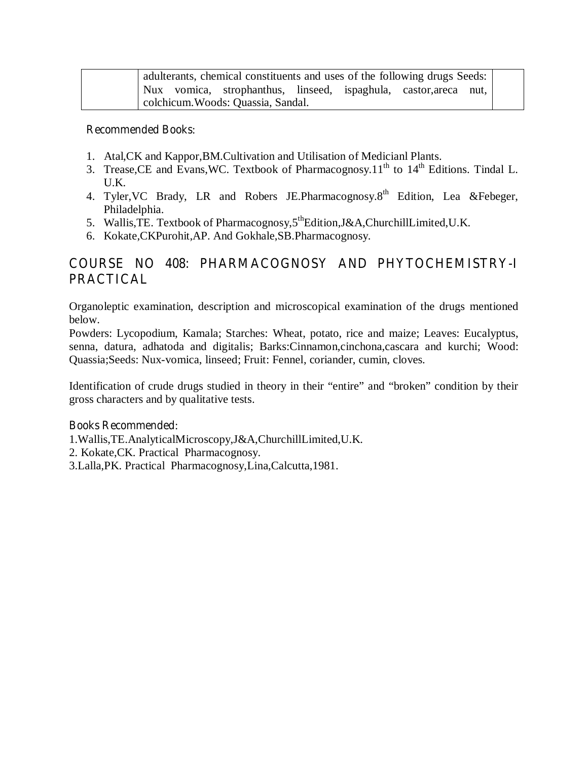| | | |
|---|---|---|
| | adulterants, chemical constituents and uses of the following drugs Seeds: Nux vomica, strophanthus, linseed, ispaghula, castor,areca nut, colchicum.Woods: Quassia, Sandal. | |

Recommended Books:

1. Atal,CK and Kappor,BM.Cultivation and Utilisation of Medicianl Plants.
3. Trease,CE and Evans,WC. Textbook of Pharmacognosy.11th to 14th Editions. Tindal L. U.K.
4. Tyler,VC Brady, LR and Robers JE.Pharmacognosy.8th Edition, Lea &Febeger, Philadelphia.
5. Wallis,TE. Textbook of Pharmacognosy,5thEdition,J&A,ChurchillLimited,U.K.
6. Kokate,CKPurohit,AP. And Gokhale,SB.Pharmacognosy.

## COURSE NO 408: PHARMACOGNOSY AND PHYTOCHEMISTRY-I PRACTICAL

Organoleptic examination, description and microscopical examination of the drugs mentioned below.
Powders: Lycopodium, Kamala; Starches: Wheat, potato, rice and maize; Leaves: Eucalyptus, senna, datura, adhatoda and digitalis; Barks:Cinnamon,cinchona,cascara and kurchi; Wood: Quassia;Seeds: Nux-vomica, linseed; Fruit: Fennel, coriander, cumin, cloves.

Identification of crude drugs studied in theory in their "entire" and "broken" condition by their gross characters and by qualitative tests.

Books Recommended:
1.Wallis,TE.AnalyticalMicroscopy,J&A,ChurchillLimited,U.K.
2. Kokate,CK. Practical Pharmacognosy.
3.Lalla,PK. Practical Pharmacognosy,Lina,Calcutta,1981.